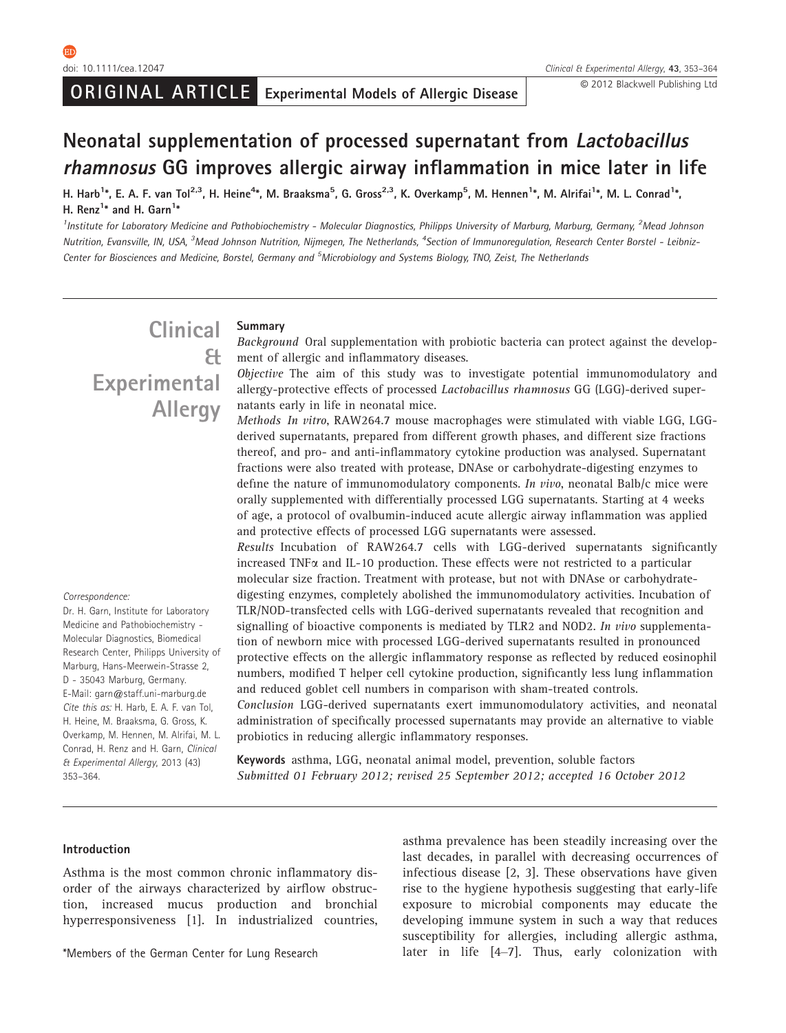doi: 10.1111/cea.12047

ORIGINAL ARTICLE Experimental Models of Allergic Disease

© 2012 Blackwell Publishing Ltd

# Neonatal supplementation of processed supernatant from *Lactobacillus rhamnosus* GG improves allergic airway inflammation in mice later in life

H. Harb[1]*, E. A. F. van Tol[2,3], H. Heine[4]*, M. Braaksma[5], G. Gross[2,3], K. Overkamp[5], M. Hennen[1]*, M. Alrifai[1]*, M. L. Conrad[1]*, H. Renz[1]* and H. Garn[1]*

[1]Institute for Laboratory Medicine and Pathobiochemistry - Molecular Diagnostics, Philipps University of Marburg, Marburg, Germany, [2]Mead Johnson Nutrition, Evansville, IN, USA, [3]Mead Johnson Nutrition, Nijmegen, The Netherlands, [4]Section of Immunoregulation, Research Center Borstel - Leibniz-Center for Biosciences and Medicine, Borstel, Germany and [5]Microbiology and Systems Biology, TNO, Zeist, The Netherlands

Clinical & Experimental Allergy

## Summary

*Background* Oral supplementation with probiotic bacteria can protect against the development of allergic and inflammatory diseases.

*Objective* The aim of this study was to investigate potential immunomodulatory and allergy-protective effects of processed *Lactobacillus rhamnosus* GG (LGG)-derived supernatants early in life in neonatal mice.

*Methods In vitro*, RAW264.7 mouse macrophages were stimulated with viable LGG, LGG-derived supernatants, prepared from different growth phases, and different size fractions thereof, and pro- and anti-inflammatory cytokine production was analysed. Supernatant fractions were also treated with protease, DNAse or carbohydrate-digesting enzymes to define the nature of immunomodulatory components. *In vivo*, neonatal Balb/c mice were orally supplemented with differentially processed LGG supernatants. Starting at 4 weeks of age, a protocol of ovalbumin-induced acute allergic airway inflammation was applied and protective effects of processed LGG supernatants were assessed.

*Results* Incubation of RAW264.7 cells with LGG-derived supernatants significantly increased TNF$\alpha$ and IL-10 production. These effects were not restricted to a particular molecular size fraction. Treatment with protease, but not with DNAse or carbohydrate-digesting enzymes, completely abolished the immunomodulatory activities. Incubation of TLR/NOD-transfected cells with LGG-derived supernatants revealed that recognition and signalling of bioactive components is mediated by TLR2 and NOD2. *In vivo* supplementation of newborn mice with processed LGG-derived supernatants resulted in pronounced protective effects on the allergic inflammatory response as reflected by reduced eosinophil numbers, modified T helper cell cytokine production, significantly less lung inflammation and reduced goblet cell numbers in comparison with sham-treated controls.

*Conclusion* LGG-derived supernatants exert immunomodulatory activities, and neonatal administration of specifically processed supernatants may provide an alternative to viable probiotics in reducing allergic inflammatory responses.

**Keywords** asthma, LGG, neonatal animal model, prevention, soluble factors

*Submitted 01 February 2012; revised 25 September 2012; accepted 16 October 2012*

*Correspondence:*
Dr. H. Garn, Institute for Laboratory Medicine and Pathobiochemistry - Molecular Diagnostics, Biomedical Research Center, Philipps University of Marburg, Hans-Meerwein-Strasse 2, D - 35043 Marburg, Germany.
E-Mail: garn@staff.uni-marburg.de
*Cite this as:* H. Harb, E. A. F. van Tol, H. Heine, M. Braaksma, G. Gross, K. Overkamp, M. Hennen, M. Alrifai, M. L. Conrad, H. Renz and H. Garn, *Clinical & Experimental Allergy*, 2013 (43) 353–364.

## Introduction

Asthma is the most common chronic inflammatory disorder of the airways characterized by airflow obstruction, increased mucus production and bronchial hyperresponsiveness [1]. In industrialized countries, asthma prevalence has been steadily increasing over the last decades, in parallel with decreasing occurrences of infectious disease [2, 3]. These observations have given rise to the hygiene hypothesis suggesting that early-life exposure to microbial components may educate the developing immune system in such a way that reduces susceptibility for allergies, including allergic asthma, later in life [4–7]. Thus, early colonization with

*Members of the German Center for Lung Research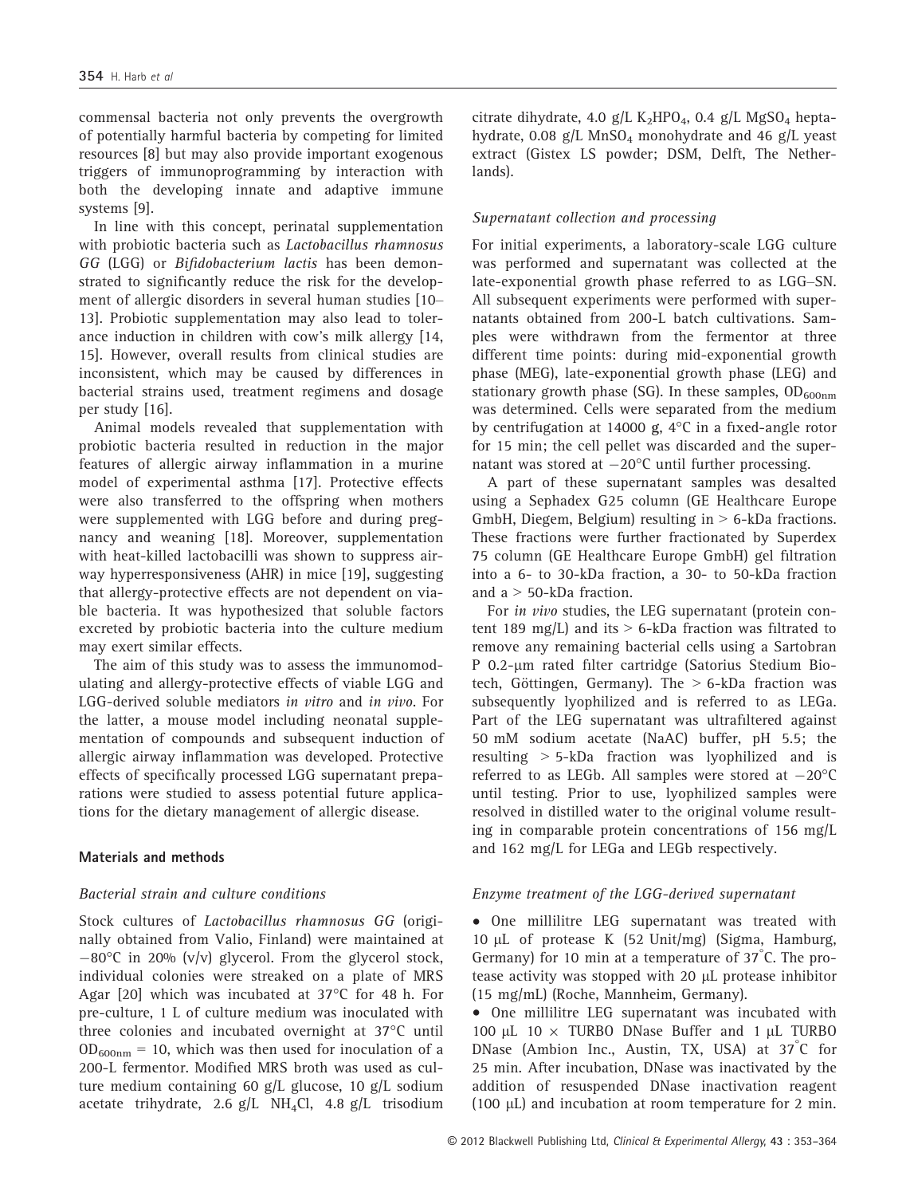commensal bacteria not only prevents the overgrowth of potentially harmful bacteria by competing for limited resources [8] but may also provide important exogenous triggers of immunoprogramming by interaction with both the developing innate and adaptive immune systems [9].

In line with this concept, perinatal supplementation with probiotic bacteria such as *Lactobacillus rhamnosus GG* (LGG) or *Bifidobacterium lactis* has been demonstrated to significantly reduce the risk for the development of allergic disorders in several human studies [10–13]. Probiotic supplementation may also lead to tolerance induction in children with cow's milk allergy [14, 15]. However, overall results from clinical studies are inconsistent, which may be caused by differences in bacterial strains used, treatment regimens and dosage per study [16].

Animal models revealed that supplementation with probiotic bacteria resulted in reduction in the major features of allergic airway inflammation in a murine model of experimental asthma [17]. Protective effects were also transferred to the offspring when mothers were supplemented with LGG before and during pregnancy and weaning [18]. Moreover, supplementation with heat-killed lactobacilli was shown to suppress airway hyperresponsiveness (AHR) in mice [19], suggesting that allergy-protective effects are not dependent on viable bacteria. It was hypothesized that soluble factors excreted by probiotic bacteria into the culture medium may exert similar effects.

The aim of this study was to assess the immunomodulating and allergy-protective effects of viable LGG and LGG-derived soluble mediators *in vitro* and *in vivo*. For the latter, a mouse model including neonatal supplementation of compounds and subsequent induction of allergic airway inflammation was developed. Protective effects of specifically processed LGG supernatant preparations were studied to assess potential future applications for the dietary management of allergic disease.

## Materials and methods

### *Bacterial strain and culture conditions*

Stock cultures of *Lactobacillus rhamnosus GG* (originally obtained from Valio, Finland) were maintained at −80°C in 20% (v/v) glycerol. From the glycerol stock, individual colonies were streaked on a plate of MRS Agar [20] which was incubated at 37°C for 48 h. For pre-culture, 1 L of culture medium was inoculated with three colonies and incubated overnight at 37°C until $OD_{600nm} = 10$, which was then used for inoculation of a 200-L fermentor. Modified MRS broth was used as culture medium containing 60 g/L glucose, 10 g/L sodium acetate trihydrate, 2.6 g/L $NH_4Cl$, 4.8 g/L trisodium citrate dihydrate, 4.0 g/L $K_2HPO_4$, 0.4 g/L $MgSO_4$ heptahydrate, 0.08 g/L $MnSO_4$ monohydrate and 46 g/L yeast extract (Gistex LS powder; DSM, Delft, The Netherlands).

### *Supernatant collection and processing*

For initial experiments, a laboratory-scale LGG culture was performed and supernatant was collected at the late-exponential growth phase referred to as LGG–SN. All subsequent experiments were performed with supernatants obtained from 200-L batch cultivations. Samples were withdrawn from the fermentor at three different time points: during mid-exponential growth phase (MEG), late-exponential growth phase (LEG) and stationary growth phase (SG). In these samples, $OD_{600nm}$ was determined. Cells were separated from the medium by centrifugation at 14000 g, 4°C in a fixed-angle rotor for 15 min; the cell pellet was discarded and the supernatant was stored at −20°C until further processing.

A part of these supernatant samples was desalted using a Sephadex G25 column (GE Healthcare Europe GmbH, Diegem, Belgium) resulting in > 6-kDa fractions. These fractions were further fractionated by Superdex 75 column (GE Healthcare Europe GmbH) gel filtration into a 6- to 30-kDa fraction, a 30- to 50-kDa fraction and a > 50-kDa fraction.

For *in vivo* studies, the LEG supernatant (protein content 189 mg/L) and its > 6-kDa fraction was filtrated to remove any remaining bacterial cells using a Sartobran P 0.2-μm rated filter cartridge (Satorius Stedium Biotech, Göttingen, Germany). The > 6-kDa fraction was subsequently lyophilized and is referred to as LEGa. Part of the LEG supernatant was ultrafiltered against 50 mM sodium acetate (NaAC) buffer, pH 5.5; the resulting > 5-kDa fraction was lyophilized and is referred to as LEGb. All samples were stored at −20°C until testing. Prior to use, lyophilized samples were resolved in distilled water to the original volume resulting in comparable protein concentrations of 156 mg/L and 162 mg/L for LEGa and LEGb respectively.

### *Enzyme treatment of the LGG-derived supernatant*

- One millilitre LEG supernatant was treated with 10 μL of protease K (52 Unit/mg) (Sigma, Hamburg, Germany) for 10 min at a temperature of 37°C. The protease activity was stopped with 20 μL protease inhibitor (15 mg/mL) (Roche, Mannheim, Germany).
- One millilitre LEG supernatant was incubated with 100 μL 10 × TURBO DNase Buffer and 1 μL TURBO DNase (Ambion Inc., Austin, TX, USA) at 37°C for 25 min. After incubation, DNase was inactivated by the addition of resuspended DNase inactivation reagent (100 μL) and incubation at room temperature for 2 min.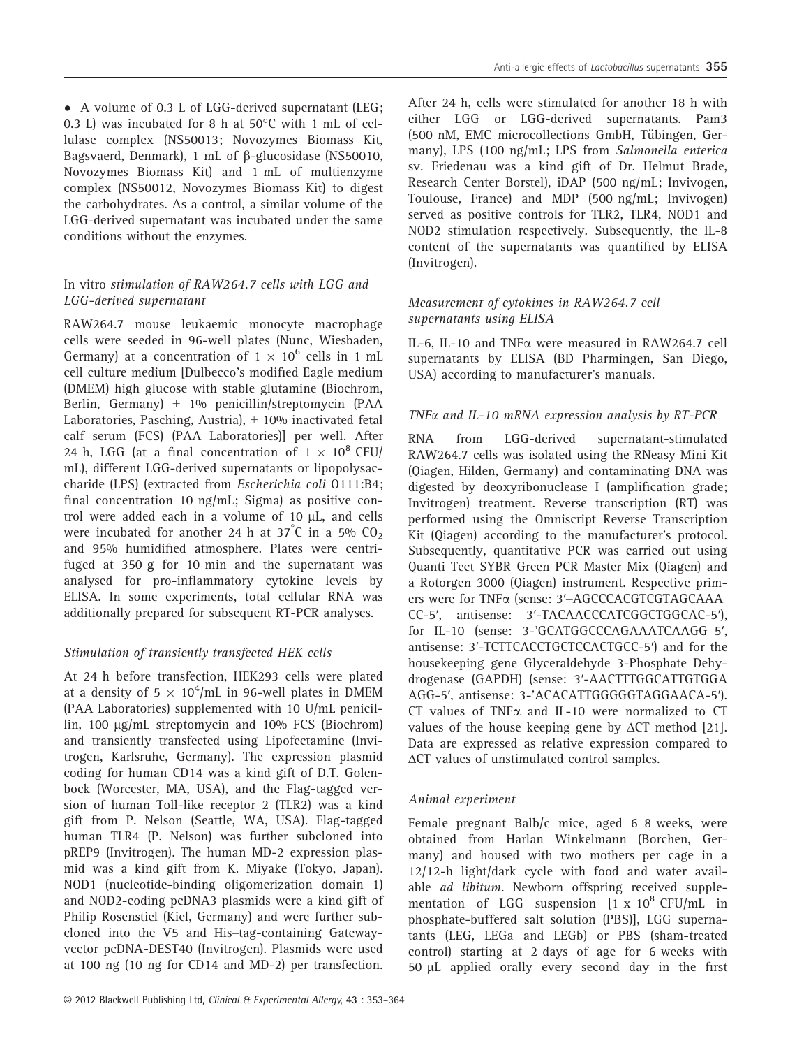• A volume of 0.3 L of LGG-derived supernatant (LEG; 0.3 L) was incubated for 8 h at 50°C with 1 mL of cellulase complex (NS50013; Novozymes Biomass Kit, Bagsvaerd, Denmark), 1 mL of β-glucosidase (NS50010, Novozymes Biomass Kit) and 1 mL of multienzyme complex (NS50012, Novozymes Biomass Kit) to digest the carbohydrates. As a control, a similar volume of the LGG-derived supernatant was incubated under the same conditions without the enzymes.

### *In vitro stimulation of RAW264.7 cells with LGG and LGG-derived supernatant*

RAW264.7 mouse leukaemic monocyte macrophage cells were seeded in 96-well plates (Nunc, Wiesbaden, Germany) at a concentration of $1 \times 10^6$ cells in 1 mL cell culture medium [Dulbecco's modified Eagle medium (DMEM) high glucose with stable glutamine (Biochrom, Berlin, Germany) + 1% penicillin/streptomycin (PAA Laboratories, Pasching, Austria), + 10% inactivated fetal calf serum (FCS) (PAA Laboratories)] per well. After 24 h, LGG (at a final concentration of $1 \times 10^8$ CFU/mL), different LGG-derived supernatants or lipopolysaccharide (LPS) (extracted from *Escherichia coli* O111:B4; final concentration 10 ng/mL; Sigma) as positive control were added each in a volume of 10 μL, and cells were incubated for another 24 h at 37°C in a 5% $CO_2$ and 95% humidified atmosphere. Plates were centrifuged at 350 g for 10 min and the supernatant was analysed for pro-inflammatory cytokine levels by ELISA. In some experiments, total cellular RNA was additionally prepared for subsequent RT-PCR analyses.

### *Stimulation of transiently transfected HEK cells*

At 24 h before transfection, HEK293 cells were plated at a density of $5 \times 10^4$/mL in 96-well plates in DMEM (PAA Laboratories) supplemented with 10 U/mL penicillin, 100 μg/mL streptomycin and 10% FCS (Biochrom) and transiently transfected using Lipofectamine (Invitrogen, Karlsruhe, Germany). The expression plasmid coding for human CD14 was a kind gift of D.T. Golenbock (Worcester, MA, USA), and the Flag-tagged version of human Toll-like receptor 2 (TLR2) was a kind gift from P. Nelson (Seattle, WA, USA). Flag-tagged human TLR4 (P. Nelson) was further subcloned into pREP9 (Invitrogen). The human MD-2 expression plasmid was a kind gift from K. Miyake (Tokyo, Japan). NOD1 (nucleotide-binding oligomerization domain 1) and NOD2-coding pcDNA3 plasmids were a kind gift of Philip Rosenstiel (Kiel, Germany) and were further subcloned into the V5 and His–tag-containing Gateway-vector pcDNA-DEST40 (Invitrogen). Plasmids were used at 100 ng (10 ng for CD14 and MD-2) per transfection. After 24 h, cells were stimulated for another 18 h with either LGG or LGG-derived supernatants. Pam3 (500 nM, EMC microcollections GmbH, Tübingen, Germany), LPS (100 ng/mL; LPS from *Salmonella enterica* sv. Friedenau was a kind gift of Dr. Helmut Brade, Research Center Borstel), iDAP (500 ng/mL; Invivogen, Toulouse, France) and MDP (500 ng/mL; Invivogen) served as positive controls for TLR2, TLR4, NOD1 and NOD2 stimulation respectively. Subsequently, the IL-8 content of the supernatants was quantified by ELISA (Invitrogen).

### *Measurement of cytokines in RAW264.7 cell supernatants using ELISA*

IL-6, IL-10 and TNFα were measured in RAW264.7 cell supernatants by ELISA (BD Pharmingen, San Diego, USA) according to manufacturer's manuals.

### *TNFα and IL-10 mRNA expression analysis by RT-PCR*

RNA from LGG-derived supernatant-stimulated RAW264.7 cells was isolated using the RNeasy Mini Kit (Qiagen, Hilden, Germany) and contaminating DNA was digested by deoxyribonuclease I (amplification grade; Invitrogen) treatment. Reverse transcription (RT) was performed using the Omniscript Reverse Transcription Kit (Qiagen) according to the manufacturer's protocol. Subsequently, quantitative PCR was carried out using Quanti Tect SYBR Green PCR Master Mix (Qiagen) and a Rotorgen 3000 (Qiagen) instrument. Respective primers were for TNFα (sense: 3′–AGCCCACGTCGTAGCAAACC-5′, antisense: 3′-TACAACCCATCGGCTGGCAC-5′), for IL-10 (sense: 3-'GCATGGCCCAGAAATCAAGG–5′, antisense: 3′-TCTTCACCTGCTCCACTGCC-5′) and for the housekeeping gene Glyceraldehyde 3-Phosphate Dehydrogenase (GAPDH) (sense: 3′-AACTTTGGCATTGTGGAAGG-5′, antisense: 3-`ACACATTGGGGGTAGGAACA-5′). CT values of TNFα and IL-10 were normalized to CT values of the house keeping gene by ΔCT method [21]. Data are expressed as relative expression compared to ΔCT values of unstimulated control samples.

### *Animal experiment*

Female pregnant Balb/c mice, aged 6–8 weeks, were obtained from Harlan Winkelmann (Borchen, Germany) and housed with two mothers per cage in a 12/12-h light/dark cycle with food and water available *ad libitum*. Newborn offspring received supplementation of LGG suspension [$1 \times 10^8$ CFU/mL in phosphate-buffered salt solution (PBS)], LGG supernatants (LEG, LEGa and LEGb) or PBS (sham-treated control) starting at 2 days of age for 6 weeks with 50 μL applied orally every second day in the first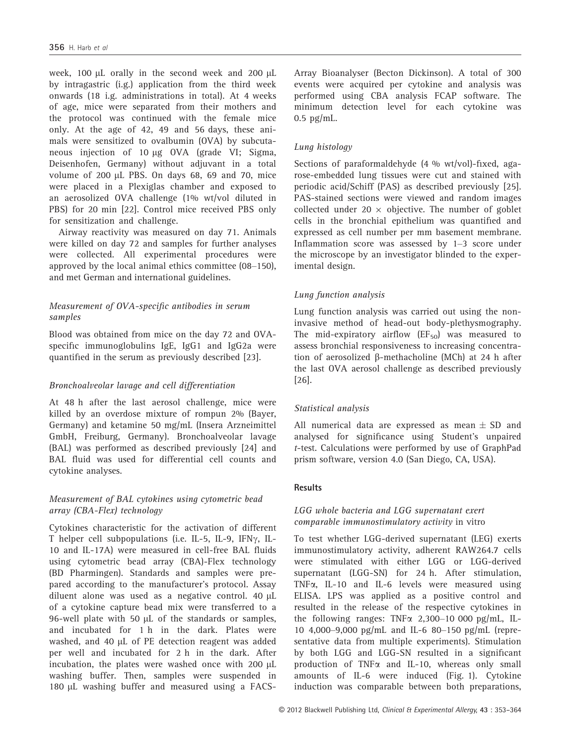week, 100 μL orally in the second week and 200 μL by intragastric (i.g.) application from the third week onwards (18 i.g. administrations in total). At 4 weeks of age, mice were separated from their mothers and the protocol was continued with the female mice only. At the age of 42, 49 and 56 days, these animals were sensitized to ovalbumin (OVA) by subcutaneous injection of 10 μg OVA (grade VI; Sigma, Deisenhofen, Germany) without adjuvant in a total volume of 200 μL PBS. On days 68, 69 and 70, mice were placed in a Plexiglas chamber and exposed to an aerosolized OVA challenge (1% wt/vol diluted in PBS) for 20 min [22]. Control mice received PBS only for sensitization and challenge.

Airway reactivity was measured on day 71. Animals were killed on day 72 and samples for further analyses were collected. All experimental procedures were approved by the local animal ethics committee (08–150), and met German and international guidelines.

### *Measurement of OVA-specific antibodies in serum samples*

Blood was obtained from mice on the day 72 and OVA-specific immunoglobulins IgE, IgG1 and IgG2a were quantified in the serum as previously described [23].

### *Bronchoalveolar lavage and cell differentiation*

At 48 h after the last aerosol challenge, mice were killed by an overdose mixture of rompun 2% (Bayer, Germany) and ketamine 50 mg/mL (Insera Arzneimittel GmbH, Freiburg, Germany). Bronchoalveolar lavage (BAL) was performed as described previously [24] and BAL fluid was used for differential cell counts and cytokine analyses.

### *Measurement of BAL cytokines using cytometric bead array (CBA-Flex) technology*

Cytokines characteristic for the activation of different T helper cell subpopulations (i.e. IL-5, IL-9, IFNγ, IL-10 and IL-17A) were measured in cell-free BAL fluids using cytometric bead array (CBA)-Flex technology (BD Pharmingen). Standards and samples were prepared according to the manufacturer's protocol. Assay diluent alone was used as a negative control. 40 μL of a cytokine capture bead mix were transferred to a 96-well plate with 50 μL of the standards or samples, and incubated for 1 h in the dark. Plates were washed, and 40 μL of PE detection reagent was added per well and incubated for 2 h in the dark. After incubation, the plates were washed once with 200 μL washing buffer. Then, samples were suspended in 180 μL washing buffer and measured using a FACS-Array Bioanalyser (Becton Dickinson). A total of 300 events were acquired per cytokine and analysis was performed using CBA analysis FCAP software. The minimum detection level for each cytokine was 0.5 pg/mL.

### *Lung histology*

Sections of paraformaldehyde (4 % wt/vol)-fixed, agarose-embedded lung tissues were cut and stained with periodic acid/Schiff (PAS) as described previously [25]. PAS-stained sections were viewed and random images collected under 20 × objective. The number of goblet cells in the bronchial epithelium was quantified and expressed as cell number per mm basement membrane. Inflammation score was assessed by 1–3 score under the microscope by an investigator blinded to the experimental design.

### *Lung function analysis*

Lung function analysis was carried out using the non-invasive method of head-out body-plethysmography. The mid-expiratory airflow ($EF_{50}$) was measured to assess bronchial responsiveness to increasing concentration of aerosolized β-methacholine (MCh) at 24 h after the last OVA aerosol challenge as described previously [26].

### *Statistical analysis*

All numerical data are expressed as mean ± SD and analysed for significance using Student's unpaired *t*-test. Calculations were performed by use of GraphPad prism software, version 4.0 (San Diego, CA, USA).

## Results

### *LGG whole bacteria and LGG supernatant exert comparable immunostimulatory activity* in vitro

To test whether LGG-derived supernatant (LEG) exerts immunostimulatory activity, adherent RAW264.7 cells were stimulated with either LGG or LGG-derived supernatant (LGG-SN) for 24 h. After stimulation, TNFα, IL-10 and IL-6 levels were measured using ELISA. LPS was applied as a positive control and resulted in the release of the respective cytokines in the following ranges: TNFα 2,300–10 000 pg/mL, IL-10 4,000–9,000 pg/mL and IL-6 80–150 pg/mL (representative data from multiple experiments). Stimulation by both LGG and LGG-SN resulted in a significant production of TNFα and IL-10, whereas only small amounts of IL-6 were induced (Fig. 1). Cytokine induction was comparable between both preparations,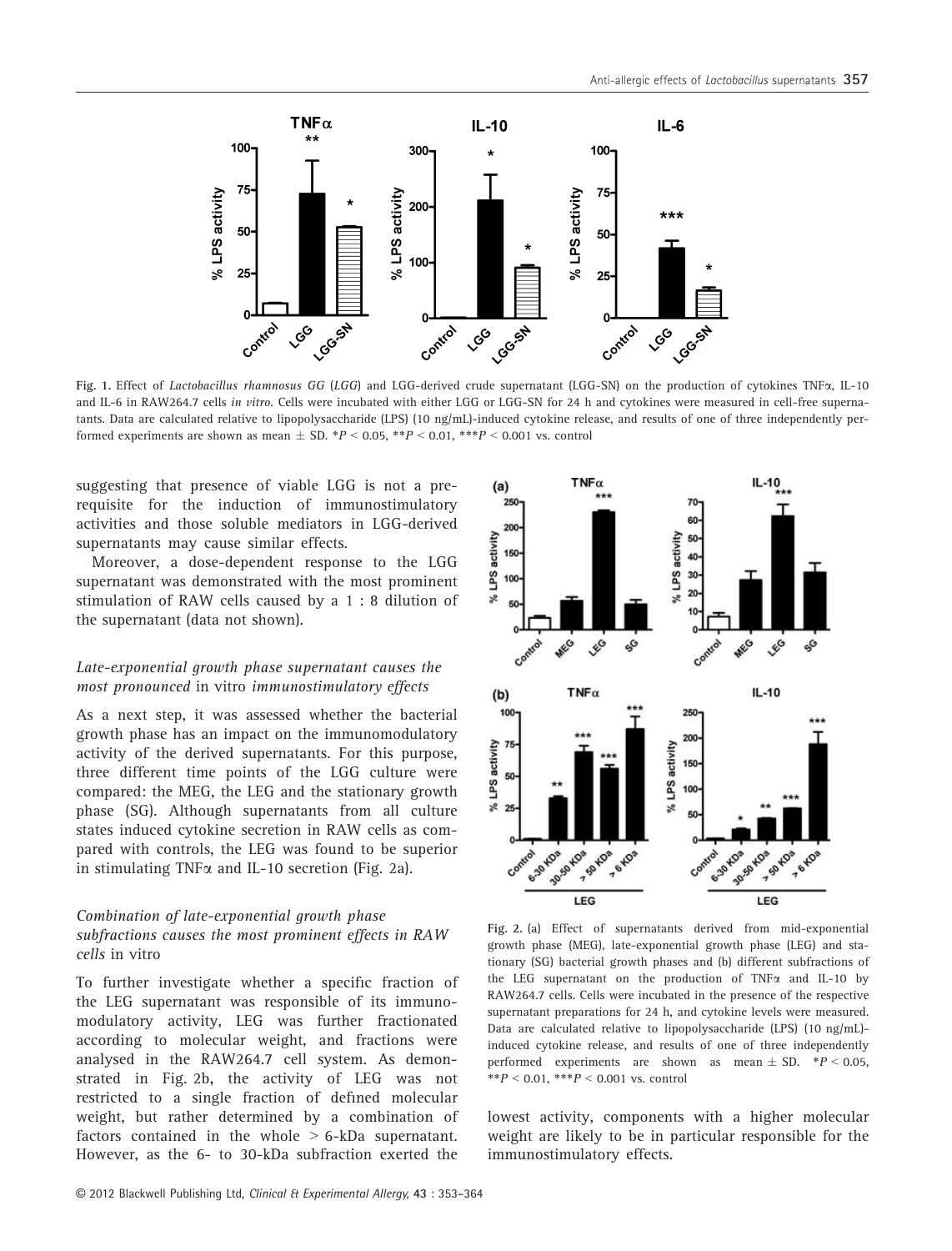Fig. 1. Effect of *Lactobacillus rhamnosus GG* (*LGG*) and LGG-derived crude supernatant (LGG-SN) on the production of cytokines TNFα, IL-10 and IL-6 in RAW264.7 cells *in vitro*. Cells were incubated with either LGG or LGG-SN for 24 h and cytokines were measured in cell-free supernatants. Data are calculated relative to lipopolysaccharide (LPS) (10 ng/mL)-induced cytokine release, and results of one of three independently performed experiments are shown as mean ± SD. \*$P < 0.05$, \*\*$P < 0.01$, \*\*\*$P < 0.001$ vs. control

suggesting that presence of viable LGG is not a prerequisite for the induction of immunostimulatory activities and those soluble mediators in LGG-derived supernatants may cause similar effects.

Moreover, a dose-dependent response to the LGG supernatant was demonstrated with the most prominent stimulation of RAW cells caused by a 1 : 8 dilution of the supernatant (data not shown).

### *Late-exponential growth phase supernatant causes the most pronounced* in vitro *immunostimulatory effects*

As a next step, it was assessed whether the bacterial growth phase has an impact on the immunomodulatory activity of the derived supernatants. For this purpose, three different time points of the LGG culture were compared: the MEG, the LEG and the stationary growth phase (SG). Although supernatants from all culture states induced cytokine secretion in RAW cells as compared with controls, the LEG was found to be superior in stimulating TNFα and IL-10 secretion (Fig. 2a).

### *Combination of late-exponential growth phase subfractions causes the most prominent effects in RAW cells* in vitro

To further investigate whether a specific fraction of the LEG supernatant was responsible of its immunomodulatory activity, LEG was further fractionated according to molecular weight, and fractions were analysed in the RAW264.7 cell system. As demonstrated in Fig. 2b, the activity of LEG was not restricted to a single fraction of defined molecular weight, but rather determined by a combination of factors contained in the whole > 6-kDa supernatant. However, as the 6- to 30-kDa subfraction exerted the lowest activity, components with a higher molecular weight are likely to be in particular responsible for the immunostimulatory effects.

Fig. 2. (a) Effect of supernatants derived from mid-exponential growth phase (MEG), late-exponential growth phase (LEG) and stationary (SG) bacterial growth phases and (b) different subfractions of the LEG supernatant on the production of TNFα and IL-10 by RAW264.7 cells. Cells were incubated in the presence of the respective supernatant preparations for 24 h, and cytokine levels were measured. Data are calculated relative to lipopolysaccharide (LPS) (10 ng/mL)-induced cytokine release, and results of one of three independently performed experiments are shown as mean ± SD. \*$P < 0.05$, \*\*$P < 0.01$, \*\*\*$P < 0.001$ vs. control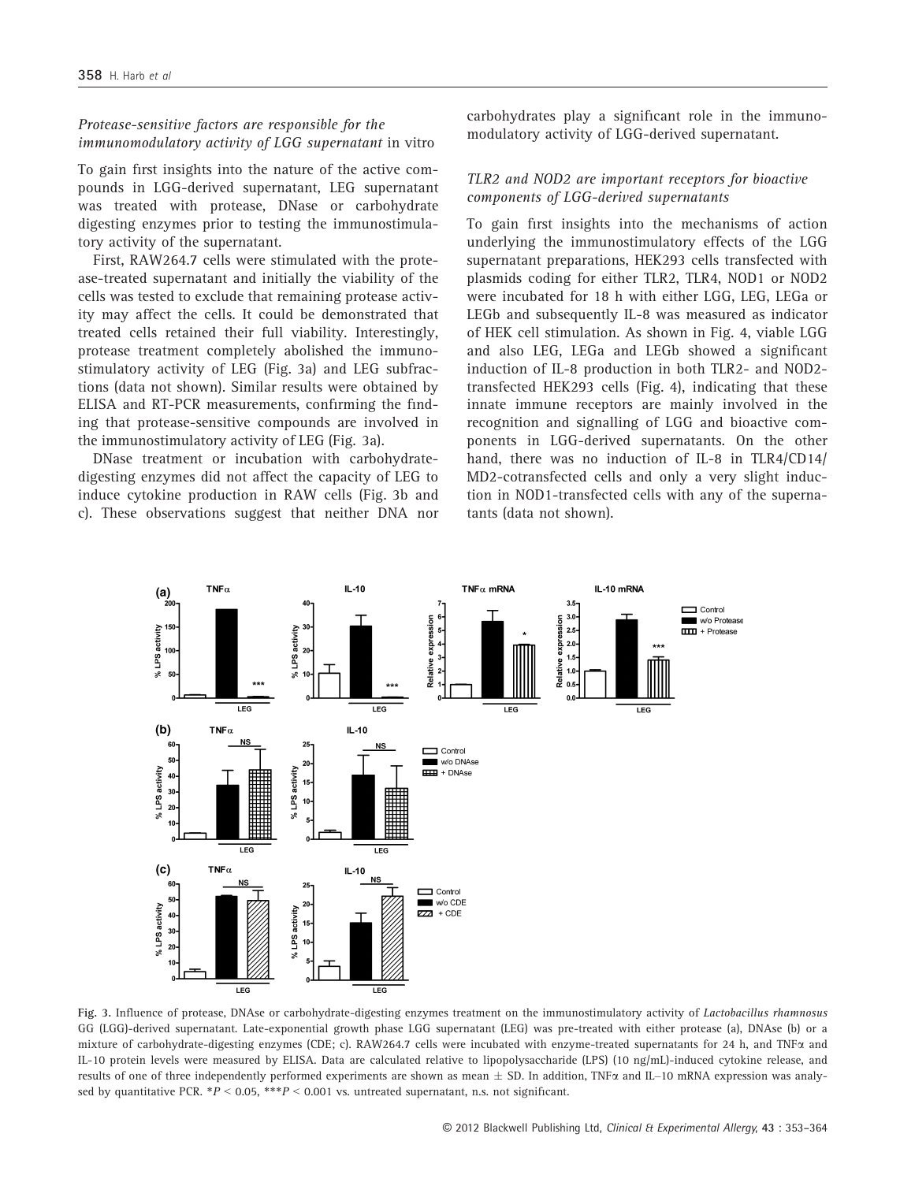### *Protease-sensitive factors are responsible for the immunomodulatory activity of LGG supernatant* in vitro

To gain first insights into the nature of the active compounds in LGG-derived supernatant, LEG supernatant was treated with protease, DNase or carbohydrate digesting enzymes prior to testing the immunostimulatory activity of the supernatant.

First, RAW264.7 cells were stimulated with the protease-treated supernatant and initially the viability of the cells was tested to exclude that remaining protease activity may affect the cells. It could be demonstrated that treated cells retained their full viability. Interestingly, protease treatment completely abolished the immunostimulatory activity of LEG (Fig. 3a) and LEG subfractions (data not shown). Similar results were obtained by ELISA and RT-PCR measurements, confirming the finding that protease-sensitive compounds are involved in the immunostimulatory activity of LEG (Fig. 3a).

DNase treatment or incubation with carbohydrate-digesting enzymes did not affect the capacity of LEG to induce cytokine production in RAW cells (Fig. 3b and c). These observations suggest that neither DNA nor carbohydrates play a significant role in the immunomodulatory activity of LGG-derived supernatant.

### *TLR2 and NOD2 are important receptors for bioactive components of LGG-derived supernatants*

To gain first insights into the mechanisms of action underlying the immunostimulatory effects of the LGG supernatant preparations, HEK293 cells transfected with plasmids coding for either TLR2, TLR4, NOD1 or NOD2 were incubated for 18 h with either LGG, LEG, LEGa or LEGb and subsequently IL-8 was measured as indicator of HEK cell stimulation. As shown in Fig. 4, viable LGG and also LEG, LEGa and LEGb showed a significant induction of IL-8 production in both TLR2- and NOD2-transfected HEK293 cells (Fig. 4), indicating that these innate immune receptors are mainly involved in the recognition and signalling of LGG and bioactive components in LGG-derived supernatants. On the other hand, there was no induction of IL-8 in TLR4/CD14/MD2-cotransfected cells and only a very slight induction in NOD1-transfected cells with any of the supernatants (data not shown).

**Fig. 3.** Influence of protease, DNAse or carbohydrate-digesting enzymes treatment on the immunostimulatory activity of *Lactobacillus rhamnosus* GG (LGG)-derived supernatant. Late-exponential growth phase LGG supernatant (LEG) was pre-treated with either protease (a), DNAse (b) or a mixture of carbohydrate-digesting enzymes (CDE; c). RAW264.7 cells were incubated with enzyme-treated supernatants for 24 h, and TNFα and IL-10 protein levels were measured by ELISA. Data are calculated relative to lipopolysaccharide (LPS) (10 ng/mL)-induced cytokine release, and results of one of three independently performed experiments are shown as mean ± SD. In addition, TNFα and IL–10 mRNA expression was analysed by quantitative PCR. $*P < 0.05$, $***P < 0.001$ vs. untreated supernatant, n.s. not significant.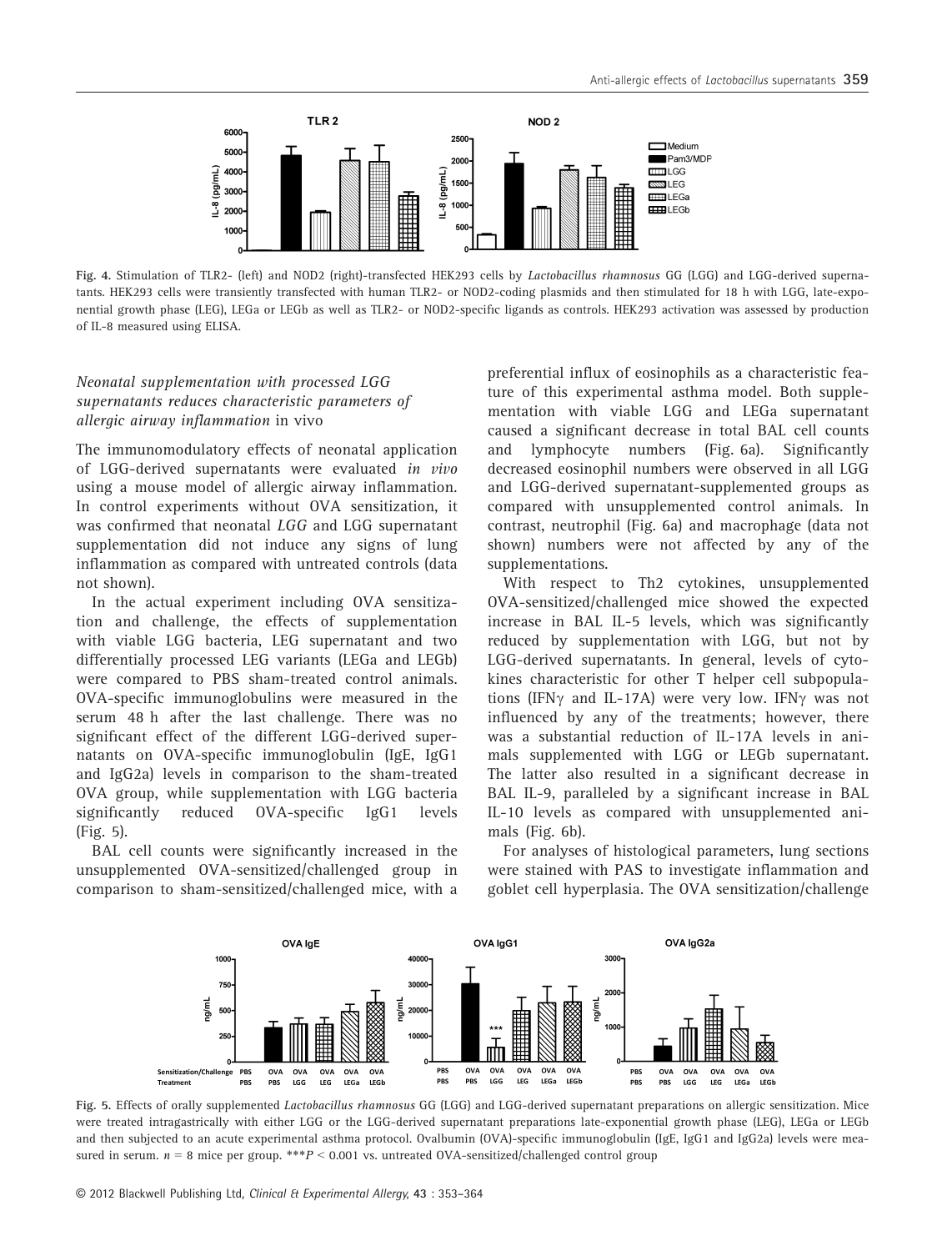Fig. 4. Stimulation of TLR2- (left) and NOD2 (right)-transfected HEK293 cells by *Lactobacillus rhamnosus* GG (LGG) and LGG-derived supernatants. HEK293 cells were transiently transfected with human TLR2- or NOD2-coding plasmids and then stimulated for 18 h with LGG, late-exponential growth phase (LEG), LEGa or LEGb as well as TLR2- or NOD2-specific ligands as controls. HEK293 activation was assessed by production of IL-8 measured using ELISA.

### *Neonatal supplementation with processed LGG supernatants reduces characteristic parameters of allergic airway inflammation* in vivo

The immunomodulatory effects of neonatal application of LGG-derived supernatants were evaluated *in vivo* using a mouse model of allergic airway inflammation. In control experiments without OVA sensitization, it was confirmed that neonatal *LGG* and LGG supernatant supplementation did not induce any signs of lung inflammation as compared with untreated controls (data not shown).

In the actual experiment including OVA sensitization and challenge, the effects of supplementation with viable LGG bacteria, LEG supernatant and two differentially processed LEG variants (LEGa and LEGb) were compared to PBS sham-treated control animals. OVA-specific immunoglobulins were measured in the serum 48 h after the last challenge. There was no significant effect of the different LGG-derived supernatants on OVA-specific immunoglobulin (IgE, IgG1 and IgG2a) levels in comparison to the sham-treated OVA group, while supplementation with LGG bacteria significantly reduced OVA-specific IgG1 levels (Fig. 5).

BAL cell counts were significantly increased in the unsupplemented OVA-sensitized/challenged group in comparison to sham-sensitized/challenged mice, with a preferential influx of eosinophils as a characteristic feature of this experimental asthma model. Both supplementation with viable LGG and LEGa supernatant caused a significant decrease in total BAL cell counts and lymphocyte numbers (Fig. 6a). Significantly decreased eosinophil numbers were observed in all LGG and LGG-derived supernatant-supplemented groups as compared with unsupplemented control animals. In contrast, neutrophil (Fig. 6a) and macrophage (data not shown) numbers were not affected by any of the supplementations.

With respect to Th2 cytokines, unsupplemented OVA-sensitized/challenged mice showed the expected increase in BAL IL-5 levels, which was significantly reduced by supplementation with LGG, but not by LGG-derived supernatants. In general, levels of cytokines characteristic for other T helper cell subpopulations (IFNγ and IL-17A) were very low. IFNγ was not influenced by any of the treatments; however, there was a substantial reduction of IL-17A levels in animals supplemented with LGG or LEGb supernatant. The latter also resulted in a significant decrease in BAL IL-9, paralleled by a significant increase in BAL IL-10 levels as compared with unsupplemented animals (Fig. 6b).

For analyses of histological parameters, lung sections were stained with PAS to investigate inflammation and goblet cell hyperplasia. The OVA sensitization/challenge

Fig. 5. Effects of orally supplemented *Lactobacillus rhamnosus* GG (LGG) and LGG-derived supernatant preparations on allergic sensitization. Mice were treated intragastrically with either LGG or the LGG-derived supernatant preparations late-exponential growth phase (LEG), LEGa or LEGb and then subjected to an acute experimental asthma protocol. Ovalbumin (OVA)-specific immunoglobulin (IgE, IgG1 and IgG2a) levels were measured in serum. $n = 8$ mice per group. \*\*\*$P < 0.001$ vs. untreated OVA-sensitized/challenged control group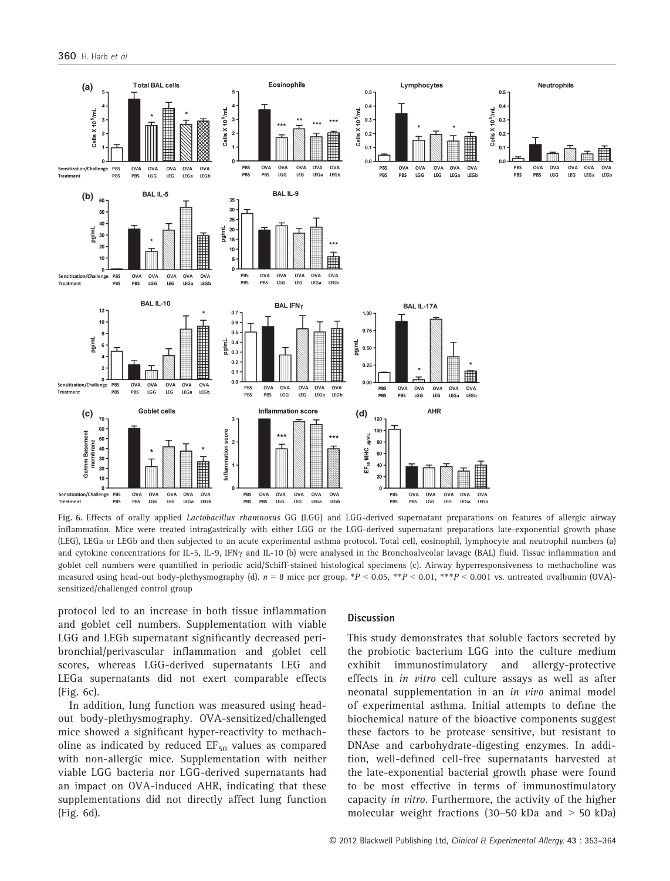Fig. 6. Effects of orally applied *Lactobacillus rhamnosus* GG (LGG) and LGG-derived supernatant preparations on features of allergic airway inflammation. Mice were treated intragastrically with either LGG or the LGG-derived supernatant preparations late-exponential growth phase (LEG), LEGa or LEGb and then subjected to an acute experimental asthma protocol. Total cell, eosinophil, lymphocyte and neutrophil numbers (a) and cytokine concentrations for IL-5, IL-9, IFNγ and IL-10 (b) were analysed in the Bronchoalveolar lavage (BAL) fluid. Tissue inflammation and goblet cell numbers were quantified in periodic acid/Schiff-stained histological specimens (c). Airway hyperresponsiveness to methacholine was measured using head-out body-plethysmography (d). $n = 8$ mice per group. \*$P < 0.05$, \*\*$P < 0.01$, \*\*\*$P < 0.001$ vs. untreated ovalbumin (OVA)-sensitized/challenged control group

protocol led to an increase in both tissue inflammation and goblet cell numbers. Supplementation with viable LGG and LEGb supernatant significantly decreased peribronchial/perivascular inflammation and goblet cell scores, whereas LGG-derived supernatants LEG and LEGa supernatants did not exert comparable effects (Fig. 6c).

In addition, lung function was measured using head-out body-plethysmography. OVA-sensitized/challenged mice showed a significant hyper-reactivity to methacholine as indicated by reduced $EF_{50}$ values as compared with non-allergic mice. Supplementation with neither viable LGG bacteria nor LGG-derived supernatants had an impact on OVA-induced AHR, indicating that these supplementations did not directly affect lung function (Fig. 6d).

## Discussion

This study demonstrates that soluble factors secreted by the probiotic bacterium LGG into the culture medium exhibit immunostimulatory and allergy-protective effects in *in vitro* cell culture assays as well as after neonatal supplementation in an *in vivo* animal model of experimental asthma. Initial attempts to define the biochemical nature of the bioactive components suggest these factors to be protease sensitive, but resistant to DNAse and carbohydrate-digesting enzymes. In addition, well-defined cell-free supernatants harvested at the late-exponential bacterial growth phase were found to be most effective in terms of immunostimulatory capacity *in vitro*. Furthermore, the activity of the higher molecular weight fractions (30–50 kDa and > 50 kDa)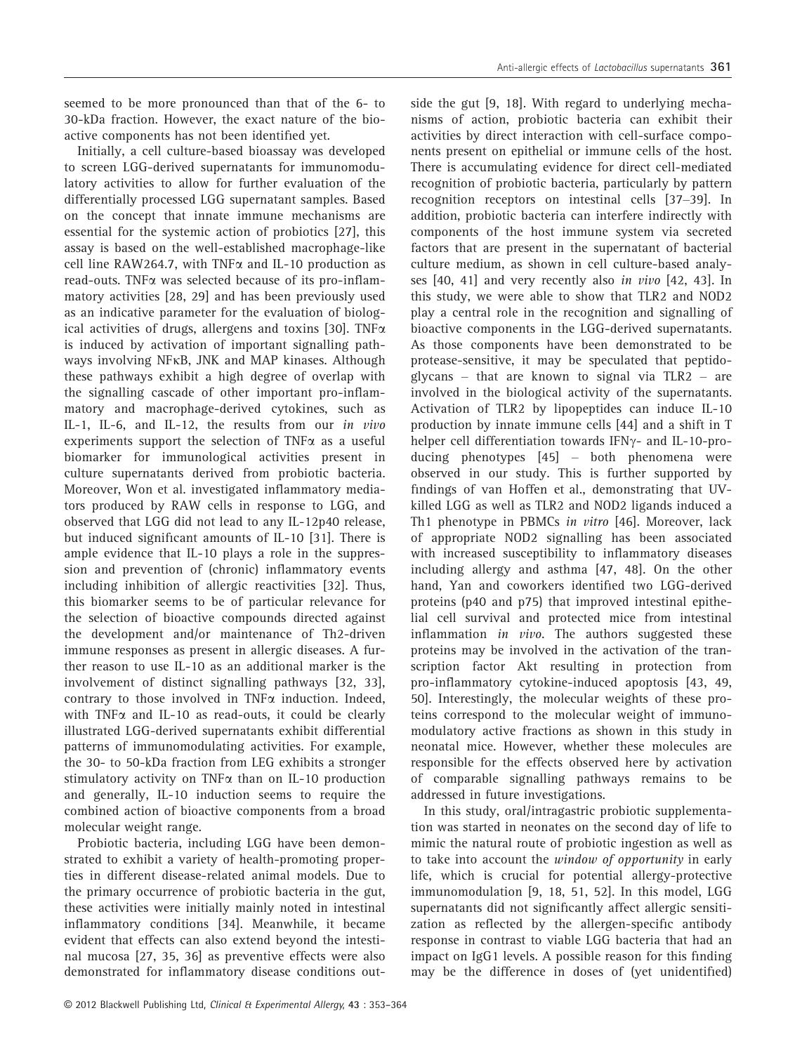seemed to be more pronounced than that of the 6- to 30-kDa fraction. However, the exact nature of the bioactive components has not been identified yet.

Initially, a cell culture-based bioassay was developed to screen LGG-derived supernatants for immunomodulatory activities to allow for further evaluation of the differentially processed LGG supernatant samples. Based on the concept that innate immune mechanisms are essential for the systemic action of probiotics [27], this assay is based on the well-established macrophage-like cell line RAW264.7, with TNFα and IL-10 production as read-outs. TNFα was selected because of its pro-inflammatory activities [28, 29] and has been previously used as an indicative parameter for the evaluation of biological activities of drugs, allergens and toxins [30]. TNFα is induced by activation of important signalling pathways involving NFκB, JNK and MAP kinases. Although these pathways exhibit a high degree of overlap with the signalling cascade of other important pro-inflammatory and macrophage-derived cytokines, such as IL-1, IL-6, and IL-12, the results from our *in vivo* experiments support the selection of TNFα as a useful biomarker for immunological activities present in culture supernatants derived from probiotic bacteria. Moreover, Won et al. investigated inflammatory mediators produced by RAW cells in response to LGG, and observed that LGG did not lead to any IL-12p40 release, but induced significant amounts of IL-10 [31]. There is ample evidence that IL-10 plays a role in the suppression and prevention of (chronic) inflammatory events including inhibition of allergic reactivities [32]. Thus, this biomarker seems to be of particular relevance for the selection of bioactive compounds directed against the development and/or maintenance of Th2-driven immune responses as present in allergic diseases. A further reason to use IL-10 as an additional marker is the involvement of distinct signalling pathways [32, 33], contrary to those involved in TNFα induction. Indeed, with TNFα and IL-10 as read-outs, it could be clearly illustrated LGG-derived supernatants exhibit differential patterns of immunomodulating activities. For example, the 30- to 50-kDa fraction from LEG exhibits a stronger stimulatory activity on TNFα than on IL-10 production and generally, IL-10 induction seems to require the combined action of bioactive components from a broad molecular weight range.

Probiotic bacteria, including LGG have been demonstrated to exhibit a variety of health-promoting properties in different disease-related animal models. Due to the primary occurrence of probiotic bacteria in the gut, these activities were initially mainly noted in intestinal inflammatory conditions [34]. Meanwhile, it became evident that effects can also extend beyond the intestinal mucosa [27, 35, 36] as preventive effects were also demonstrated for inflammatory disease conditions outside the gut [9, 18]. With regard to underlying mechanisms of action, probiotic bacteria can exhibit their activities by direct interaction with cell-surface components present on epithelial or immune cells of the host. There is accumulating evidence for direct cell-mediated recognition of probiotic bacteria, particularly by pattern recognition receptors on intestinal cells [37–39]. In addition, probiotic bacteria can interfere indirectly with components of the host immune system via secreted factors that are present in the supernatant of bacterial culture medium, as shown in cell culture-based analyses [40, 41] and very recently also *in vivo* [42, 43]. In this study, we were able to show that TLR2 and NOD2 play a central role in the recognition and signalling of bioactive components in the LGG-derived supernatants. As those components have been demonstrated to be protease-sensitive, it may be speculated that peptidoglycans – that are known to signal via TLR2 – are involved in the biological activity of the supernatants. Activation of TLR2 by lipopeptides can induce IL-10 production by innate immune cells [44] and a shift in T helper cell differentiation towards IFNγ- and IL-10-producing phenotypes [45] – both phenomena were observed in our study. This is further supported by findings of van Hoffen et al., demonstrating that UV-killed LGG as well as TLR2 and NOD2 ligands induced a Th1 phenotype in PBMCs *in vitro* [46]. Moreover, lack of appropriate NOD2 signalling has been associated with increased susceptibility to inflammatory diseases including allergy and asthma [47, 48]. On the other hand, Yan and coworkers identified two LGG-derived proteins (p40 and p75) that improved intestinal epithelial cell survival and protected mice from intestinal inflammation *in vivo*. The authors suggested these proteins may be involved in the activation of the transcription factor Akt resulting in protection from pro-inflammatory cytokine-induced apoptosis [43, 49, 50]. Interestingly, the molecular weights of these proteins correspond to the molecular weight of immunomodulatory active fractions as shown in this study in neonatal mice. However, whether these molecules are responsible for the effects observed here by activation of comparable signalling pathways remains to be addressed in future investigations.

In this study, oral/intragastric probiotic supplementation was started in neonates on the second day of life to mimic the natural route of probiotic ingestion as well as to take into account the *window of opportunity* in early life, which is crucial for potential allergy-protective immunomodulation [9, 18, 51, 52]. In this model, LGG supernatants did not significantly affect allergic sensitization as reflected by the allergen-specific antibody response in contrast to viable LGG bacteria that had an impact on IgG1 levels. A possible reason for this finding may be the difference in doses of (yet unidentified)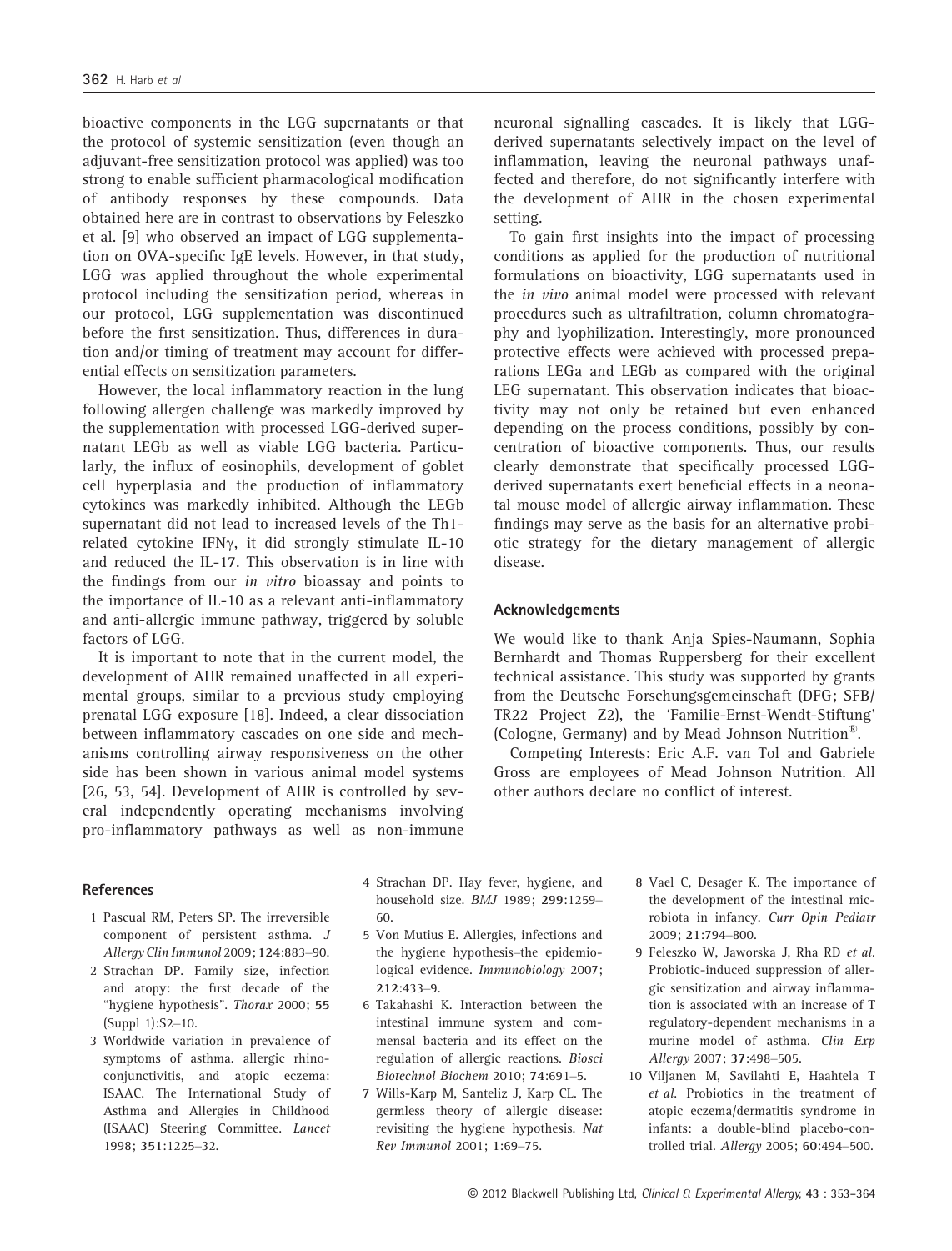bioactive components in the LGG supernatants or that the protocol of systemic sensitization (even though an adjuvant-free sensitization protocol was applied) was too strong to enable sufficient pharmacological modification of antibody responses by these compounds. Data obtained here are in contrast to observations by Feleszko et al. [9] who observed an impact of LGG supplementation on OVA-specific IgE levels. However, in that study, LGG was applied throughout the whole experimental protocol including the sensitization period, whereas in our protocol, LGG supplementation was discontinued before the first sensitization. Thus, differences in duration and/or timing of treatment may account for differential effects on sensitization parameters.

However, the local inflammatory reaction in the lung following allergen challenge was markedly improved by the supplementation with processed LGG-derived supernatant LEGb as well as viable LGG bacteria. Particularly, the influx of eosinophils, development of goblet cell hyperplasia and the production of inflammatory cytokines was markedly inhibited. Although the LEGb supernatant did not lead to increased levels of the Th1-related cytokine IFN$\gamma$, it did strongly stimulate IL-10 and reduced the IL-17. This observation is in line with the findings from our *in vitro* bioassay and points to the importance of IL-10 as a relevant anti-inflammatory and anti-allergic immune pathway, triggered by soluble factors of LGG.

It is important to note that in the current model, the development of AHR remained unaffected in all experimental groups, similar to a previous study employing prenatal LGG exposure [18]. Indeed, a clear dissociation between inflammatory cascades on one side and mechanisms controlling airway responsiveness on the other side has been shown in various animal model systems [26, 53, 54]. Development of AHR is controlled by several independently operating mechanisms involving pro-inflammatory pathways as well as non-immune neuronal signalling cascades. It is likely that LGG-derived supernatants selectively impact on the level of inflammation, leaving the neuronal pathways unaffected and therefore, do not significantly interfere with the development of AHR in the chosen experimental setting.

To gain first insights into the impact of processing conditions as applied for the production of nutritional formulations on bioactivity, LGG supernatants used in the *in vivo* animal model were processed with relevant procedures such as ultrafiltration, column chromatography and lyophilization. Interestingly, more pronounced protective effects were achieved with processed preparations LEGa and LEGb as compared with the original LEG supernatant. This observation indicates that bioactivity may not only be retained but even enhanced depending on the process conditions, possibly by concentration of bioactive components. Thus, our results clearly demonstrate that specifically processed LGG-derived supernatants exert beneficial effects in a neonatal mouse model of allergic airway inflammation. These findings may serve as the basis for an alternative probiotic strategy for the dietary management of allergic disease.

## Acknowledgements

We would like to thank Anja Spies-Naumann, Sophia Bernhardt and Thomas Ruppersberg for their excellent technical assistance. This study was supported by grants from the Deutsche Forschungsgemeinschaft (DFG; SFB/TR22 Project Z2), the 'Familie-Ernst-Wendt-Stiftung' (Cologne, Germany) and by Mead Johnson Nutrition®.

Competing Interests: Eric A.F. van Tol and Gabriele Gross are employees of Mead Johnson Nutrition. All other authors declare no conflict of interest.

## References

1 Pascual RM, Peters SP. The irreversible component of persistent asthma. *J Allergy Clin Immunol* 2009; **124**:883–90.

2 Strachan DP. Family size, infection and atopy: the first decade of the "hygiene hypothesis". *Thorax* 2000; **55** (Suppl 1):S2–10.

3 Worldwide variation in prevalence of symptoms of asthma. allergic rhinoconjunctivitis, and atopic eczema: ISAAC. The International Study of Asthma and Allergies in Childhood (ISAAC) Steering Committee. *Lancet* 1998; **351**:1225–32.

4 Strachan DP. Hay fever, hygiene, and household size. *BMJ* 1989; **299**:1259–60.

5 Von Mutius E. Allergies, infections and the hygiene hypothesis–the epidemiological evidence. *Immunobiology* 2007; **212**:433–9.

6 Takahashi K. Interaction between the intestinal immune system and commensal bacteria and its effect on the regulation of allergic reactions. *Biosci Biotechnol Biochem* 2010; **74**:691–5.

7 Wills-Karp M, Santeliz J, Karp CL. The germless theory of allergic disease: revisiting the hygiene hypothesis. *Nat Rev Immunol* 2001; **1**:69–75.

8 Vael C, Desager K. The importance of the development of the intestinal microbiota in infancy. *Curr Opin Pediatr* 2009; **21**:794–800.

9 Feleszko W, Jaworska J, Rha RD *et al.* Probiotic-induced suppression of allergic sensitization and airway inflammation is associated with an increase of T regulatory-dependent mechanisms in a murine model of asthma. *Clin Exp Allergy* 2007; **37**:498–505.

10 Viljanen M, Savilahti E, Haahtela T *et al.* Probiotics in the treatment of atopic eczema/dermatitis syndrome in infants: a double-blind placebo-controlled trial. *Allergy* 2005; **60**:494–500.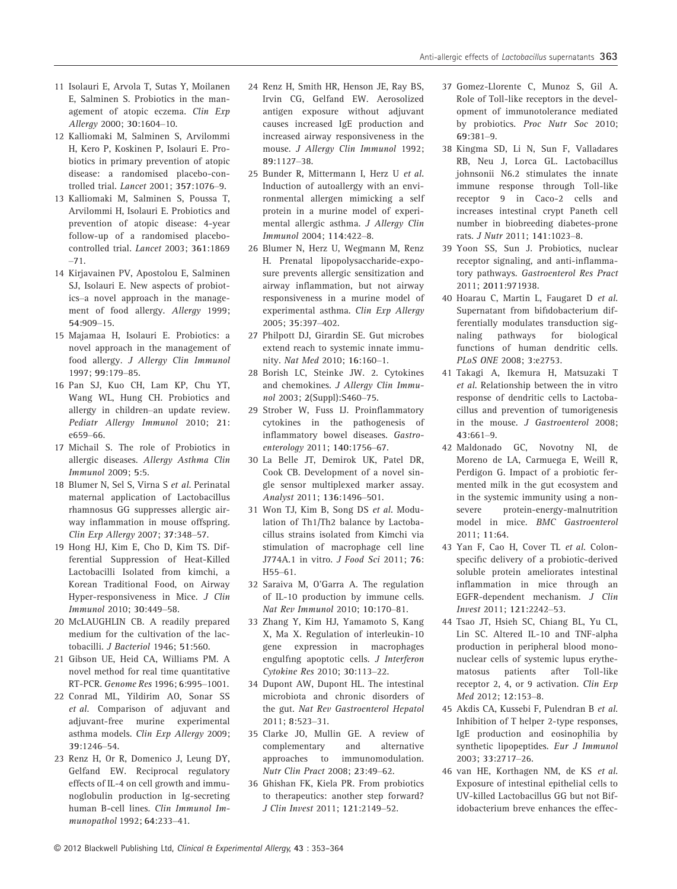11 Isolauri E, Arvola T, Sutas Y, Moilanen E, Salminen S. Probiotics in the management of atopic eczema. *Clin Exp Allergy* 2000; **30**:1604–10.

12 Kalliomaki M, Salminen S, Arvilommi H, Kero P, Koskinen P, Isolauri E. Probiotics in primary prevention of atopic disease: a randomised placebo-controlled trial. *Lancet* 2001; **357**:1076–9.

13 Kalliomaki M, Salminen S, Poussa T, Arvilommi H, Isolauri E. Probiotics and prevention of atopic disease: 4-year follow-up of a randomised placebo-controlled trial. *Lancet* 2003; **361**:1869–71.

14 Kirjavainen PV, Apostolou E, Salminen SJ, Isolauri E. New aspects of probiotics–a novel approach in the management of food allergy. *Allergy* 1999; **54**:909–15.

15 Majamaa H, Isolauri E. Probiotics: a novel approach in the management of food allergy. *J Allergy Clin Immunol* 1997; **99**:179–85.

16 Pan SJ, Kuo CH, Lam KP, Chu YT, Wang WL, Hung CH. Probiotics and allergy in children–an update review. *Pediatr Allergy Immunol* 2010; **21**: e659–66.

17 Michail S. The role of Probiotics in allergic diseases. *Allergy Asthma Clin Immunol* 2009; **5**:5.

18 Blumer N, Sel S, Virna S *et al.* Perinatal maternal application of Lactobacillus rhamnosus GG suppresses allergic airway inflammation in mouse offspring. *Clin Exp Allergy* 2007; **37**:348–57.

19 Hong HJ, Kim E, Cho D, Kim TS. Differential Suppression of Heat-Killed Lactobacilli Isolated from kimchi, a Korean Traditional Food, on Airway Hyper-responsiveness in Mice. *J Clin Immunol* 2010; **30**:449–58.

20 McLAUGHLIN CB. A readily prepared medium for the cultivation of the lactobacilli. *J Bacteriol* 1946; **51**:560.

21 Gibson UE, Heid CA, Williams PM. A novel method for real time quantitative RT-PCR. *Genome Res* 1996; **6**:995–1001.

22 Conrad ML, Yildirim AO, Sonar SS *et al.* Comparison of adjuvant and adjuvant-free murine experimental asthma models. *Clin Exp Allergy* 2009; **39**:1246–54.

23 Renz H, Or R, Domenico J, Leung DY, Gelfand EW. Reciprocal regulatory effects of IL-4 on cell growth and immunoglobulin production in Ig-secreting human B-cell lines. *Clin Immunol Immunopathol* 1992; **64**:233–41.

24 Renz H, Smith HR, Henson JE, Ray BS, Irvin CG, Gelfand EW. Aerosolized antigen exposure without adjuvant causes increased IgE production and increased airway responsiveness in the mouse. *J Allergy Clin Immunol* 1992; **89**:1127–38.

25 Bunder R, Mittermann I, Herz U *et al.* Induction of autoallergy with an environmental allergen mimicking a self protein in a murine model of experimental allergic asthma. *J Allergy Clin Immunol* 2004; **114**:422–8.

26 Blumer N, Herz U, Wegmann M, Renz H. Prenatal lipopolysaccharide-exposure prevents allergic sensitization and airway inflammation, but not airway responsiveness in a murine model of experimental asthma. *Clin Exp Allergy* 2005; **35**:397–402.

27 Philpott DJ, Girardin SE. Gut microbes extend reach to systemic innate immunity. *Nat Med* 2010; **16**:160–1.

28 Borish LC, Steinke JW. 2. Cytokines and chemokines. *J Allergy Clin Immunol* 2003; **2**(Suppl):S460–75.

29 Strober W, Fuss IJ. Proinflammatory cytokines in the pathogenesis of inflammatory bowel diseases. *Gastroenterology* 2011; **140**:1756–67.

30 La Belle JT, Demirok UK, Patel DR, Cook CB. Development of a novel single sensor multiplexed marker assay. *Analyst* 2011; **136**:1496–501.

31 Won TJ, Kim B, Song DS *et al.* Modulation of Th1/Th2 balance by Lactobacillus strains isolated from Kimchi via stimulation of macrophage cell line J774A.1 in vitro. *J Food Sci* 2011; **76**: H55–61.

32 Saraiva M, O'Garra A. The regulation of IL-10 production by immune cells. *Nat Rev Immunol* 2010; **10**:170–81.

33 Zhang Y, Kim HJ, Yamamoto S, Kang X, Ma X. Regulation of interleukin-10 gene expression in macrophages engulfing apoptotic cells. *J Interferon Cytokine Res* 2010; **30**:113–22.

34 Dupont AW, Dupont HL. The intestinal microbiota and chronic disorders of the gut. *Nat Rev Gastroenterol Hepatol* 2011; **8**:523–31.

35 Clarke JO, Mullin GE. A review of complementary and alternative approaches to immunomodulation. *Nutr Clin Pract* 2008; **23**:49–62.

36 Ghishan FK, Kiela PR. From probiotics to therapeutics: another step forward? *J Clin Invest* 2011; **121**:2149–52.

37 Gomez-Llorente C, Munoz S, Gil A. Role of Toll-like receptors in the development of immunotolerance mediated by probiotics. *Proc Nutr Soc* 2010; **69**:381–9.

38 Kingma SD, Li N, Sun F, Valladares RB, Neu J, Lorca GL. Lactobacillus johnsonii N6.2 stimulates the innate immune response through Toll-like receptor 9 in Caco-2 cells and increases intestinal crypt Paneth cell number in biobreeding diabetes-prone rats. *J Nutr* 2011; **141**:1023–8.

39 Yoon SS, Sun J. Probiotics, nuclear receptor signaling, and anti-inflammatory pathways. *Gastroenterol Res Pract* 2011; **2011**:971938.

40 Hoarau C, Martin L, Faugaret D *et al.* Supernatant from bifidobacterium differentially modulates transduction signaling pathways for biological functions of human dendritic cells. *PLoS ONE* 2008; **3**:e2753.

41 Takagi A, Ikemura H, Matsuzaki T *et al.* Relationship between the in vitro response of dendritic cells to Lactobacillus and prevention of tumorigenesis in the mouse. *J Gastroenterol* 2008; **43**:661–9.

42 Maldonado GC, Novotny NI, de Moreno de LA, Carmuega E, Weill R, Perdigon G. Impact of a probiotic fermented milk in the gut ecosystem and in the systemic immunity using a non-severe protein-energy-malnutrition model in mice. *BMC Gastroenterol* 2011; **11**:64.

43 Yan F, Cao H, Cover TL *et al.* Colon-specific delivery of a probiotic-derived soluble protein ameliorates intestinal inflammation in mice through an EGFR-dependent mechanism. *J Clin Invest* 2011; **121**:2242–53.

44 Tsao JT, Hsieh SC, Chiang BL, Yu CL, Lin SC. Altered IL-10 and TNF-alpha production in peripheral blood mononuclear cells of systemic lupus erythematosus patients after Toll-like receptor 2, 4, or 9 activation. *Clin Exp Med* 2012; **12**:153–8.

45 Akdis CA, Kussebi F, Pulendran B *et al.* Inhibition of T helper 2-type responses, IgE production and eosinophilia by synthetic lipopeptides. *Eur J Immunol* 2003; **33**:2717–26.

46 van HE, Korthagen NM, de KS *et al.* Exposure of intestinal epithelial cells to UV-killed Lactobacillus GG but not Bifidobacterium breve enhances the effec-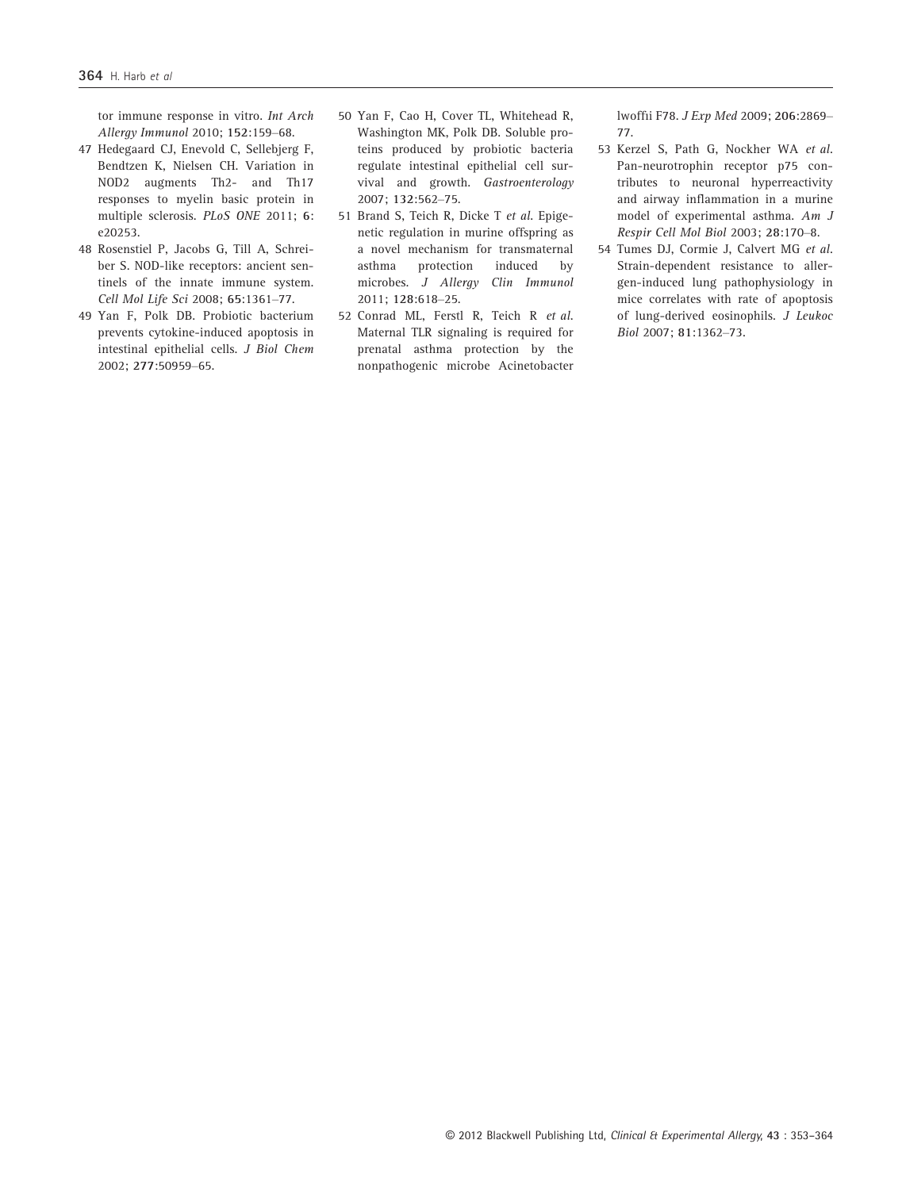tor immune response in vitro. *Int Arch Allergy Immunol* 2010; **152**:159–68.

47 Hedegaard CJ, Enevold C, Sellebjerg F, Bendtzen K, Nielsen CH. Variation in NOD2 augments Th2- and Th17 responses to myelin basic protein in multiple sclerosis. *PLoS ONE* 2011; **6**: e20253.

48 Rosenstiel P, Jacobs G, Till A, Schreiber S. NOD-like receptors: ancient sentinels of the innate immune system. *Cell Mol Life Sci* 2008; **65**:1361–77.

49 Yan F, Polk DB. Probiotic bacterium prevents cytokine-induced apoptosis in intestinal epithelial cells. *J Biol Chem* 2002; **277**:50959–65.

50 Yan F, Cao H, Cover TL, Whitehead R, Washington MK, Polk DB. Soluble proteins produced by probiotic bacteria regulate intestinal epithelial cell survival and growth. *Gastroenterology* 2007; **132**:562–75.

51 Brand S, Teich R, Dicke T *et al*. Epigenetic regulation in murine offspring as a novel mechanism for transmaternal asthma protection induced by microbes. *J Allergy Clin Immunol* 2011; **128**:618–25.

52 Conrad ML, Ferstl R, Teich R *et al*. Maternal TLR signaling is required for prenatal asthma protection by the nonpathogenic microbe Acinetobacter lwoffii F78. *J Exp Med* 2009; **206**:2869–77.

53 Kerzel S, Path G, Nockher WA *et al*. Pan-neurotrophin receptor p75 contributes to neuronal hyperreactivity and airway inflammation in a murine model of experimental asthma. *Am J Respir Cell Mol Biol* 2003; **28**:170–8.

54 Tumes DJ, Cormie J, Calvert MG *et al*. Strain-dependent resistance to allergen-induced lung pathophysiology in mice correlates with rate of apoptosis of lung-derived eosinophils. *J Leukoc Biol* 2007; **81**:1362–73.